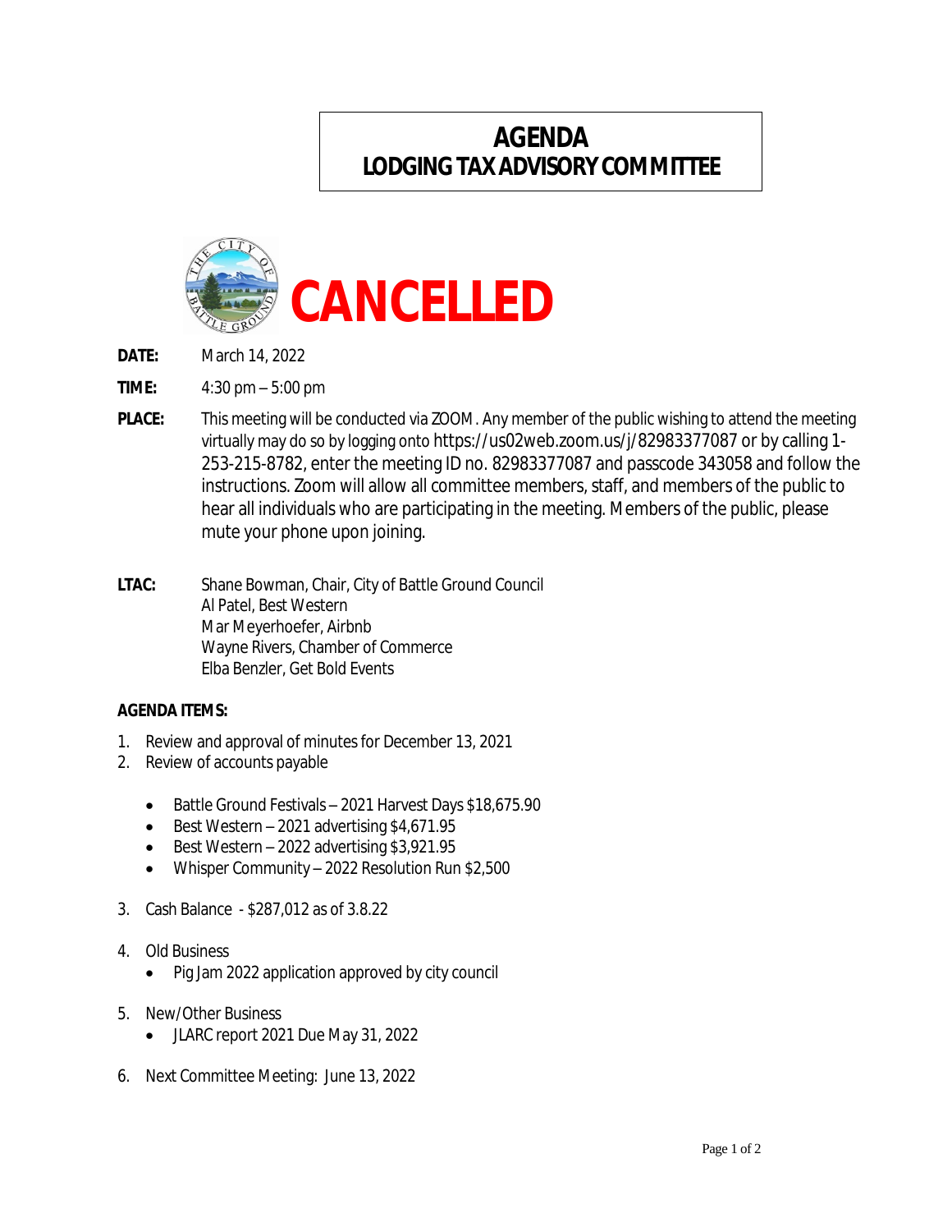# AGENDA
## LODGING TAX ADVISORY COMMITTEE

# CANCELLED

**DATE:** March 14, 2022

**TIME:** 4:30 pm – 5:00 pm

**PLACE:** This meeting will be conducted via ZOOM. Any member of the public wishing to attend the meeting virtually may do so by logging onto https://us02web.zoom.us/j/82983377087 or by calling 1-253-215-8782, enter the meeting ID no. 82983377087 and passcode 343058 and follow the instructions. Zoom will allow all committee members, staff, and members of the public to hear all individuals who are participating in the meeting. Members of the public, please mute your phone upon joining.

**LTAC:** Shane Bowman, Chair, City of Battle Ground Council
Al Patel, Best Western
Mar Meyerhoefer, Airbnb
Wayne Rivers, Chamber of Commerce
Elba Benzler, Get Bold Events

**AGENDA ITEMS:**

1. Review and approval of minutes for December 13, 2021
2. Review of accounts payable
   - Battle Ground Festivals – 2021 Harvest Days $18,675.90
   - Best Western – 2021 advertising $4,671.95
   - Best Western – 2022 advertising $3,921.95
   - Whisper Community – 2022 Resolution Run $2,500
3. Cash Balance - $287,012 as of 3.8.22
4. Old Business
   - Pig Jam 2022 application approved by city council
5. New/Other Business
   - JLARC report 2021 Due May 31, 2022
6. Next Committee Meeting: June 13, 2022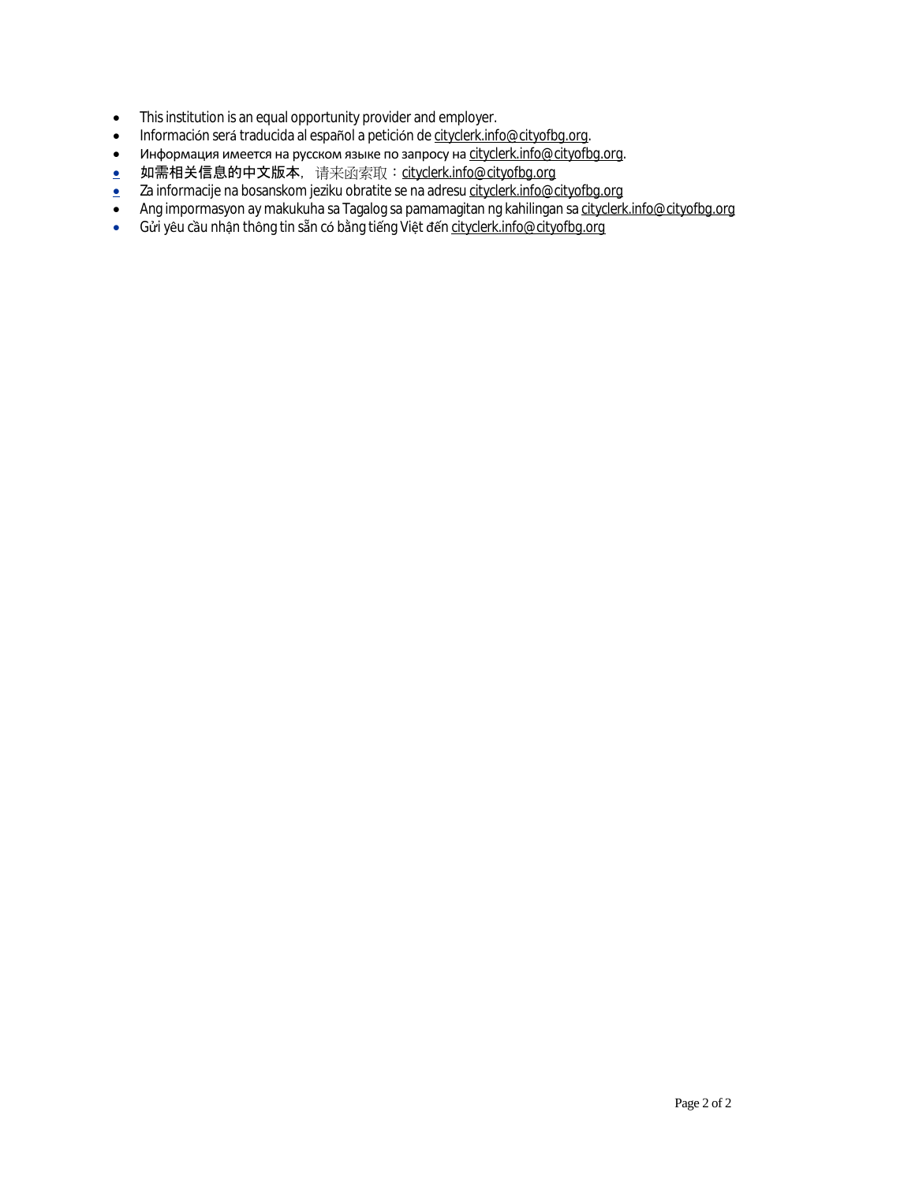- This institution is an equal opportunity provider and employer.
- Información será traducida al español a petición de cityclerk.info@cityofbg.org.
- Информация имеется на русском языке по запросу на cityclerk.info@cityofbg.org.
- 如需相关信息的中文版本，请来函索取：cityclerk.info@cityofbg.org
- Za informacije na bosanskom jeziku obratite se na adresu cityclerk.info@cityofbg.org
- Ang impormasyon ay makukuha sa Tagalog sa pamamagitan ng kahilingan sa cityclerk.info@cityofbg.org
- Gửi yêu cầu nhận thông tin sẵn có bằng tiếng Việt đến cityclerk.info@cityofbg.org